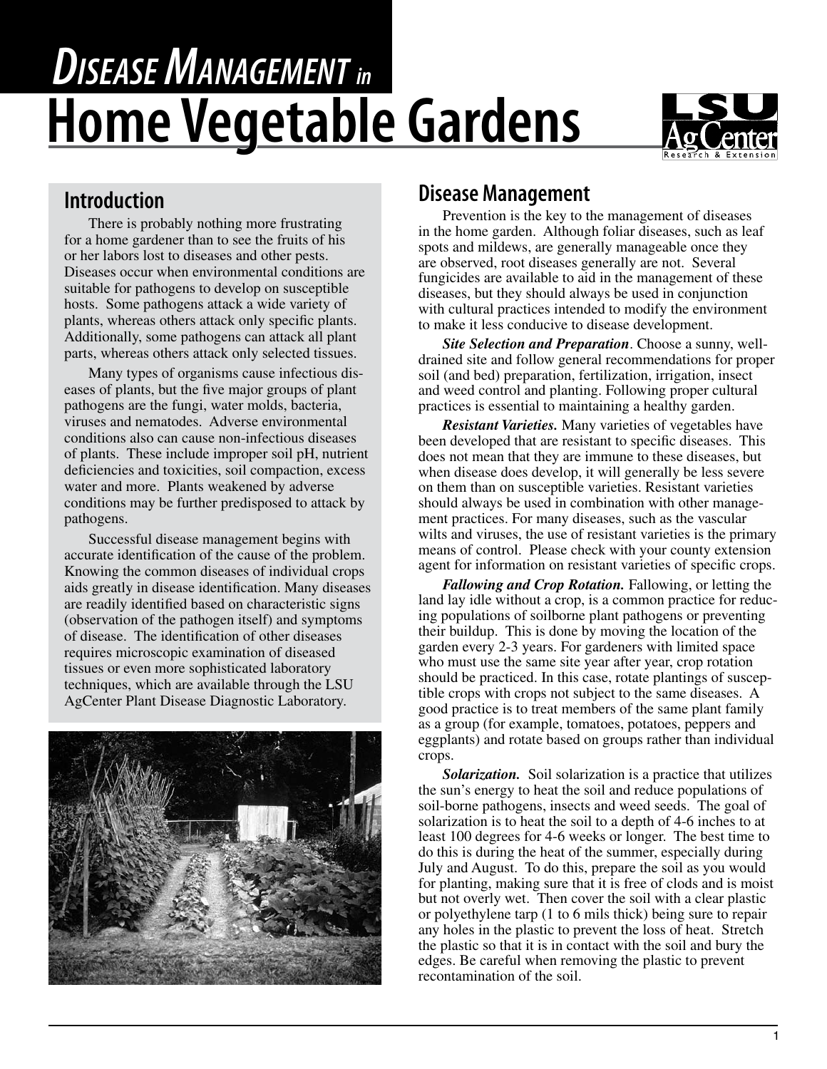# *Disease Management in* Home Vegetable Gardens

## Introduction

There is probably nothing more frustrating for a home gardener than to see the fruits of his or her labors lost to diseases and other pests. Diseases occur when environmental conditions are suitable for pathogens to develop on susceptible hosts. Some pathogens attack a wide variety of plants, whereas others attack only specific plants. Additionally, some pathogens can attack all plant parts, whereas others attack only selected tissues.

Many types of organisms cause infectious diseases of plants, but the five major groups of plant pathogens are the fungi, water molds, bacteria, viruses and nematodes. Adverse environmental conditions also can cause non-infectious diseases of plants. These include improper soil pH, nutrient deficiencies and toxicities, soil compaction, excess water and more. Plants weakened by adverse conditions may be further predisposed to attack by pathogens.

Successful disease management begins with accurate identification of the cause of the problem. Knowing the common diseases of individual crops aids greatly in disease identification. Many diseases are readily identified based on characteristic signs (observation of the pathogen itself) and symptoms of disease. The identification of other diseases requires microscopic examination of diseased tissues or even more sophisticated laboratory techniques, which are available through the LSU AgCenter Plant Disease Diagnostic Laboratory.

## Disease Management

Prevention is the key to the management of diseases in the home garden. Although foliar diseases, such as leaf spots and mildews, are generally manageable once they are observed, root diseases generally are not. Several fungicides are available to aid in the management of these diseases, but they should always be used in conjunction with cultural practices intended to modify the environment to make it less conducive to disease development.

***Site Selection and Preparation***. Choose a sunny, well-drained site and follow general recommendations for proper soil (and bed) preparation, fertilization, irrigation, insect and weed control and planting. Following proper cultural practices is essential to maintaining a healthy garden.

***Resistant Varieties.*** Many varieties of vegetables have been developed that are resistant to specific diseases. This does not mean that they are immune to these diseases, but when disease does develop, it will generally be less severe on them than on susceptible varieties. Resistant varieties should always be used in combination with other management practices. For many diseases, such as the vascular wilts and viruses, the use of resistant varieties is the primary means of control. Please check with your county extension agent for information on resistant varieties of specific crops.

***Fallowing and Crop Rotation.*** Fallowing, or letting the land lay idle without a crop, is a common practice for reducing populations of soilborne plant pathogens or preventing their buildup. This is done by moving the location of the garden every 2-3 years. For gardeners with limited space who must use the same site year after year, crop rotation should be practiced. In this case, rotate plantings of susceptible crops with crops not subject to the same diseases. A good practice is to treat members of the same plant family as a group (for example, tomatoes, potatoes, peppers and eggplants) and rotate based on groups rather than individual crops.

***Solarization.*** Soil solarization is a practice that utilizes the sun's energy to heat the soil and reduce populations of soil-borne pathogens, insects and weed seeds. The goal of solarization is to heat the soil to a depth of 4-6 inches to at least 100 degrees for 4-6 weeks or longer. The best time to do this is during the heat of the summer, especially during July and August. To do this, prepare the soil as you would for planting, making sure that it is free of clods and is moist but not overly wet. Then cover the soil with a clear plastic or polyethylene tarp (1 to 6 mils thick) being sure to repair any holes in the plastic to prevent the loss of heat. Stretch the plastic so that it is in contact with the soil and bury the edges. Be careful when removing the plastic to prevent recontamination of the soil.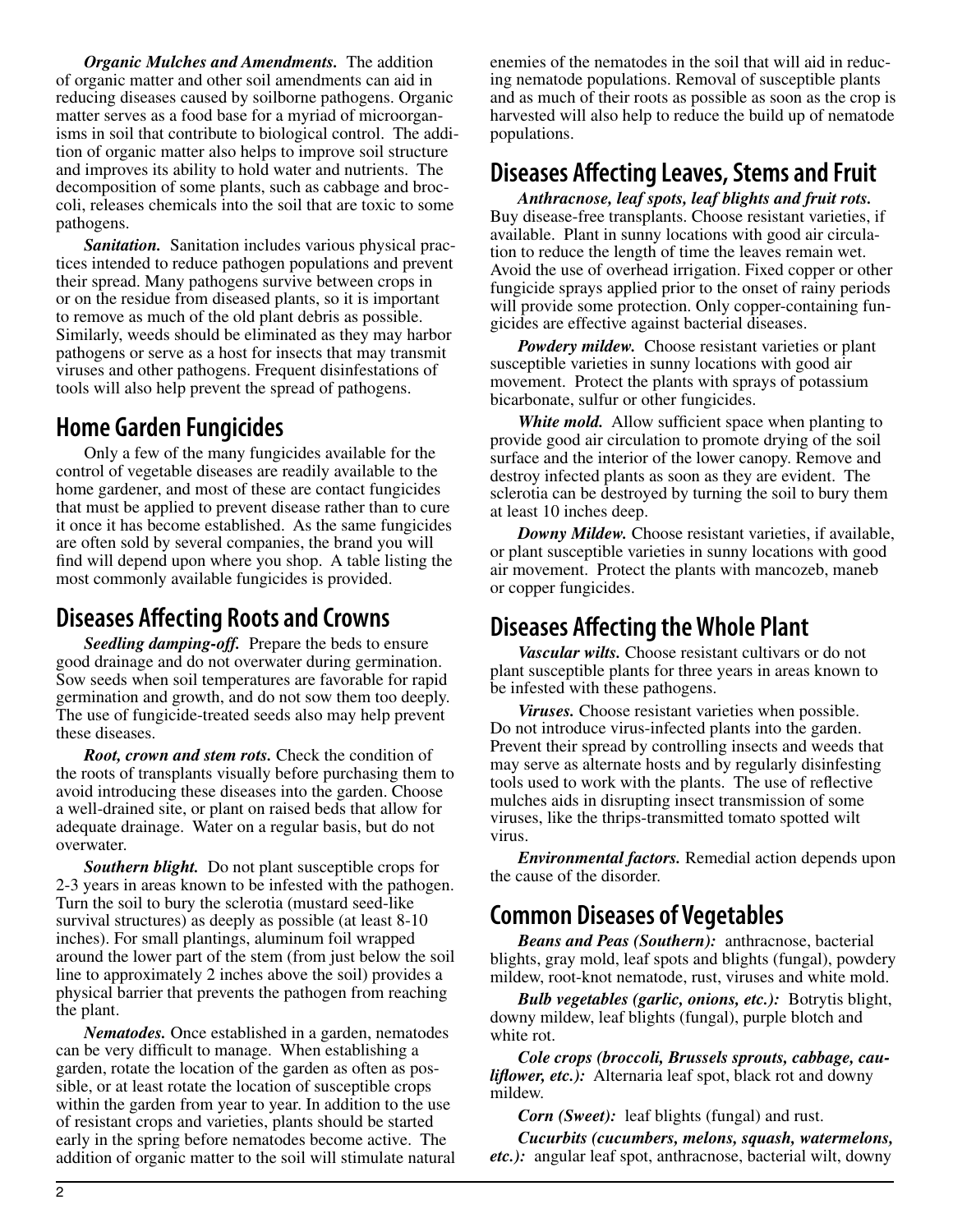***Organic Mulches and Amendments.*** The addition of organic matter and other soil amendments can aid in reducing diseases caused by soilborne pathogens. Organic matter serves as a food base for a myriad of microorganisms in soil that contribute to biological control. The addition of organic matter also helps to improve soil structure and improves its ability to hold water and nutrients. The decomposition of some plants, such as cabbage and broccoli, releases chemicals into the soil that are toxic to some pathogens.

***Sanitation.*** Sanitation includes various physical practices intended to reduce pathogen populations and prevent their spread. Many pathogens survive between crops in or on the residue from diseased plants, so it is important to remove as much of the old plant debris as possible. Similarly, weeds should be eliminated as they may harbor pathogens or serve as a host for insects that may transmit viruses and other pathogens. Frequent disinfestations of tools will also help prevent the spread of pathogens.

## Home Garden Fungicides

Only a few of the many fungicides available for the control of vegetable diseases are readily available to the home gardener, and most of these are contact fungicides that must be applied to prevent disease rather than to cure it once it has become established. As the same fungicides are often sold by several companies, the brand you will find will depend upon where you shop. A table listing the most commonly available fungicides is provided.

## Diseases Affecting Roots and Crowns

***Seedling damping-off.*** Prepare the beds to ensure good drainage and do not overwater during germination. Sow seeds when soil temperatures are favorable for rapid germination and growth, and do not sow them too deeply. The use of fungicide-treated seeds also may help prevent these diseases.

***Root, crown and stem rots.*** Check the condition of the roots of transplants visually before purchasing them to avoid introducing these diseases into the garden. Choose a well-drained site, or plant on raised beds that allow for adequate drainage. Water on a regular basis, but do not overwater.

***Southern blight.*** Do not plant susceptible crops for 2-3 years in areas known to be infested with the pathogen. Turn the soil to bury the sclerotia (mustard seed-like survival structures) as deeply as possible (at least 8-10 inches). For small plantings, aluminum foil wrapped around the lower part of the stem (from just below the soil line to approximately 2 inches above the soil) provides a physical barrier that prevents the pathogen from reaching the plant.

***Nematodes.*** Once established in a garden, nematodes can be very difficult to manage. When establishing a garden, rotate the location of the garden as often as possible, or at least rotate the location of susceptible crops within the garden from year to year. In addition to the use of resistant crops and varieties, plants should be started early in the spring before nematodes become active. The addition of organic matter to the soil will stimulate natural enemies of the nematodes in the soil that will aid in reducing nematode populations. Removal of susceptible plants and as much of their roots as possible as soon as the crop is harvested will also help to reduce the build up of nematode populations.

## Diseases Affecting Leaves, Stems and Fruit

***Anthracnose, leaf spots, leaf blights and fruit rots.*** Buy disease-free transplants. Choose resistant varieties, if available. Plant in sunny locations with good air circulation to reduce the length of time the leaves remain wet. Avoid the use of overhead irrigation. Fixed copper or other fungicide sprays applied prior to the onset of rainy periods will provide some protection. Only copper-containing fungicides are effective against bacterial diseases.

***Powdery mildew.*** Choose resistant varieties or plant susceptible varieties in sunny locations with good air movement. Protect the plants with sprays of potassium bicarbonate, sulfur or other fungicides.

***White mold.*** Allow sufficient space when planting to provide good air circulation to promote drying of the soil surface and the interior of the lower canopy. Remove and destroy infected plants as soon as they are evident. The sclerotia can be destroyed by turning the soil to bury them at least 10 inches deep.

***Downy Mildew.*** Choose resistant varieties, if available, or plant susceptible varieties in sunny locations with good air movement. Protect the plants with mancozeb, maneb or copper fungicides.

## Diseases Affecting the Whole Plant

***Vascular wilts.*** Choose resistant cultivars or do not plant susceptible plants for three years in areas known to be infested with these pathogens.

***Viruses.*** Choose resistant varieties when possible. Do not introduce virus-infected plants into the garden. Prevent their spread by controlling insects and weeds that may serve as alternate hosts and by regularly disinfesting tools used to work with the plants. The use of reflective mulches aids in disrupting insect transmission of some viruses, like the thrips-transmitted tomato spotted wilt virus.

***Environmental factors.*** Remedial action depends upon the cause of the disorder.

## Common Diseases of Vegetables

***Beans and Peas (Southern):*** anthracnose, bacterial blights, gray mold, leaf spots and blights (fungal), powdery mildew, root-knot nematode, rust, viruses and white mold.

***Bulb vegetables (garlic, onions, etc.):*** Botrytis blight, downy mildew, leaf blights (fungal), purple blotch and white rot.

***Cole crops (broccoli, Brussels sprouts, cabbage, cauliflower, etc.):*** Alternaria leaf spot, black rot and downy mildew.

***Corn (Sweet):*** leaf blights (fungal) and rust.

***Cucurbits (cucumbers, melons, squash, watermelons, etc.):*** angular leaf spot, anthracnose, bacterial wilt, downy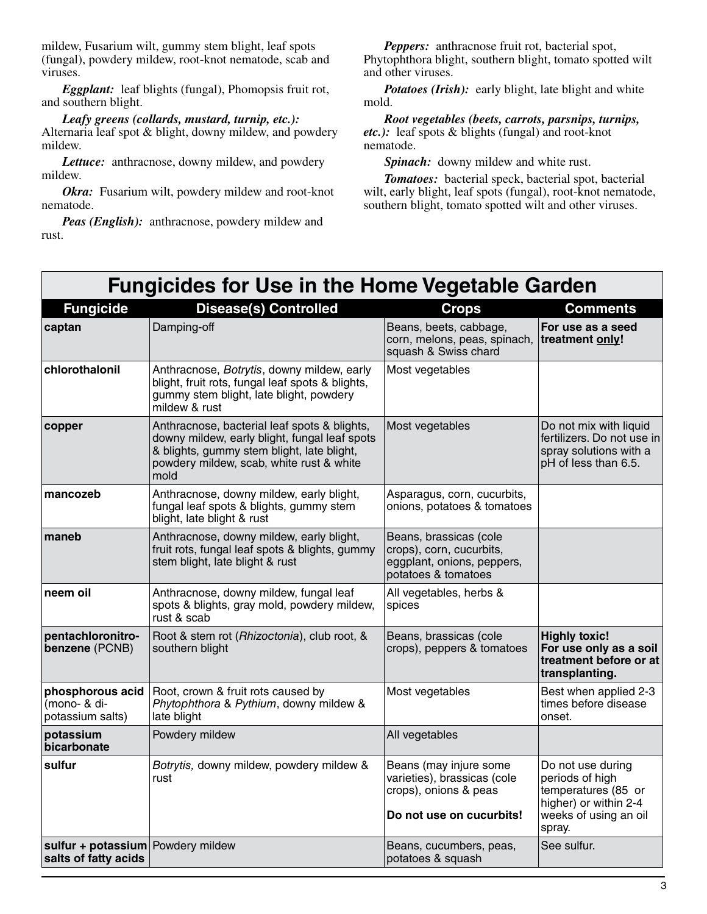mildew, Fusarium wilt, gummy stem blight, leaf spots (fungal), powdery mildew, root-knot nematode, scab and viruses.

***Eggplant:*** leaf blights (fungal), Phomopsis fruit rot, and southern blight.

***Leafy greens (collards, mustard, turnip, etc.):*** Alternaria leaf spot & blight, downy mildew, and powdery mildew.

***Lettuce:*** anthracnose, downy mildew, and powdery mildew.

***Okra:*** Fusarium wilt, powdery mildew and root-knot nematode.

***Peas (English):*** anthracnose, powdery mildew and rust.

***Peppers:*** anthracnose fruit rot, bacterial spot, Phytophthora blight, southern blight, tomato spotted wilt and other viruses.

***Potatoes (Irish):*** early blight, late blight and white mold.

***Root vegetables (beets, carrots, parsnips, turnips, etc.):*** leaf spots & blights (fungal) and root-knot nematode.

***Spinach:*** downy mildew and white rust.

***Tomatoes:*** bacterial speck, bacterial spot, bacterial wilt, early blight, leaf spots (fungal), root-knot nematode, southern blight, tomato spotted wilt and other viruses.

## Fungicides for Use in the Home Vegetable Garden

| Fungicide | Disease(s) Controlled | Crops | Comments |
|---|---|---|---|
| **captan** | Damping-off | Beans, beets, cabbage, corn, melons, peas, spinach, squash & Swiss chard | **For use as a seed treatment only!** |
| **chlorothalonil** | Anthracnose, *Botrytis*, downy mildew, early blight, fruit rots, fungal leaf spots & blights, gummy stem blight, late blight, powdery mildew & rust | Most vegetables | |
| **copper** | Anthracnose, bacterial leaf spots & blights, downy mildew, early blight, fungal leaf spots & blights, gummy stem blight, late blight, powdery mildew, scab, white rust & white mold | Most vegetables | Do not mix with liquid fertilizers. Do not use in spray solutions with a pH of less than 6.5. |
| **mancozeb** | Anthracnose, downy mildew, early blight, fungal leaf spots & blights, gummy stem blight, late blight & rust | Asparagus, corn, cucurbits, onions, potatoes & tomatoes | |
| **maneb** | Anthracnose, downy mildew, early blight, fruit rots, fungal leaf spots & blights, gummy stem blight, late blight & rust | Beans, brassicas (cole crops), corn, cucurbits, eggplant, onions, peppers, potatoes & tomatoes | |
| **neem oil** | Anthracnose, downy mildew, fungal leaf spots & blights, gray mold, powdery mildew, rust & scab | All vegetables, herbs & spices | |
| **pentachloronitro-benzene** (PCNB) | Root & stem rot (*Rhizoctonia*), club root, & southern blight | Beans, brassicas (cole crops), peppers & tomatoes | **Highly toxic! For use only as a soil treatment before or at transplanting.** |
| **phosphorous acid** (mono- & di-potassium salts) | Root, crown & fruit rots caused by *Phytophthora* & *Pythium*, downy mildew & late blight | Most vegetables | Best when applied 2-3 times before disease onset. |
| **potassium bicarbonate** | Powdery mildew | All vegetables | |
| **sulfur** | *Botrytis,* downy mildew, powdery mildew & rust | Beans (may injure some varieties), brassicas (cole crops), onions & peas **Do not use on cucurbits!** | Do not use during periods of high temperatures (85 or higher) or within 2-4 weeks of using an oil spray. |
| **sulfur + potassium salts of fatty acids** | Powdery mildew | Beans, cucumbers, peas, potatoes & squash | See sulfur. |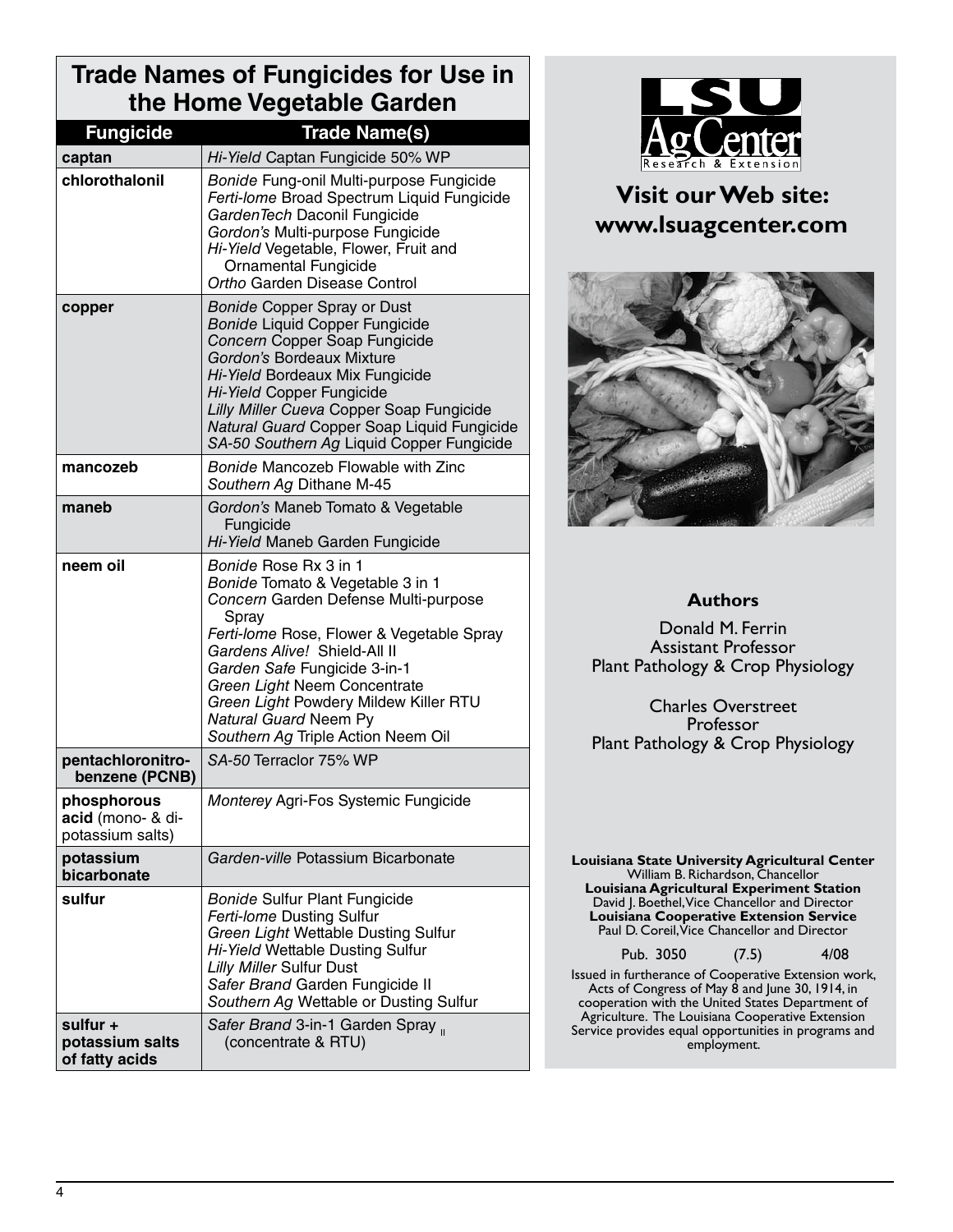## Trade Names of Fungicides for Use in the Home Vegetable Garden

| Fungicide | Trade Name(s) |
|---|---|
| **captan** | *Hi-Yield* Captan Fungicide 50% WP |
| **chlorothalonil** | *Bonide* Fung-onil Multi-purpose Fungicide<br>*Ferti-lome* Broad Spectrum Liquid Fungicide<br>*GardenTech* Daconil Fungicide<br>*Gordon's* Multi-purpose Fungicide<br>*Hi-Yield* Vegetable, Flower, Fruit and Ornamental Fungicide<br>*Ortho* Garden Disease Control |
| **copper** | *Bonide* Copper Spray or Dust<br>*Bonide* Liquid Copper Fungicide<br>*Concern* Copper Soap Fungicide<br>*Gordon's* Bordeaux Mixture<br>*Hi-Yield* Bordeaux Mix Fungicide<br>*Hi-Yield* Copper Fungicide<br>*Lilly Miller Cueva* Copper Soap Fungicide<br>*Natural Guard* Copper Soap Liquid Fungicide<br>*SA-50 Southern Ag* Liquid Copper Fungicide |
| **mancozeb** | *Bonide* Mancozeb Flowable with Zinc<br>*Southern Ag* Dithane M-45 |
| **maneb** | *Gordon's* Maneb Tomato & Vegetable Fungicide<br>*Hi-Yield* Maneb Garden Fungicide |
| **neem oil** | *Bonide* Rose Rx 3 in 1<br>*Bonide* Tomato & Vegetable 3 in 1<br>*Concern* Garden Defense Multi-purpose Spray<br>*Ferti-lome* Rose, Flower & Vegetable Spray<br>*Gardens Alive!* Shield-All II<br>*Garden Safe* Fungicide 3-in-1<br>*Green Light* Neem Concentrate<br>*Green Light* Powdery Mildew Killer RTU<br>*Natural Guard* Neem Py<br>*Southern Ag* Triple Action Neem Oil |
| **pentachloronitro-benzene (PCNB)** | *SA-50* Terraclor 75% WP |
| **phosphorous acid** (mono- & di-potassium salts) | *Monterey* Agri-Fos Systemic Fungicide |
| **potassium bicarbonate** | *Garden-ville* Potassium Bicarbonate |
| **sulfur** | *Bonide* Sulfur Plant Fungicide<br>*Ferti-lome* Dusting Sulfur<br>*Green Light* Wettable Dusting Sulfur<br>*Hi-Yield* Wettable Dusting Sulfur<br>*Lilly Miller* Sulfur Dust<br>*Safer Brand* Garden Fungicide II<br>*Southern Ag* Wettable or Dusting Sulfur |
| **sulfur + potassium salts of fatty acids** | *Safer Brand* 3-in-1 Garden Spray II (concentrate & RTU) |

LSU AgCenter Research & Extension

**Visit our Web site: www.lsuagcenter.com**

### Authors

Donald M. Ferrin
Assistant Professor
Plant Pathology & Crop Physiology

Charles Overstreet
Professor
Plant Pathology & Crop Physiology

**Louisiana State University Agricultural Center**
William B. Richardson, Chancellor
**Louisiana Agricultural Experiment Station**
David J. Boethel, Vice Chancellor and Director
**Louisiana Cooperative Extension Service**
Paul D. Coreil, Vice Chancellor and Director

Pub. 3050 (7.5) 4/08

Issued in furtherance of Cooperative Extension work, Acts of Congress of May 8 and June 30, 1914, in cooperation with the United States Department of Agriculture. The Louisiana Cooperative Extension Service provides equal opportunities in programs and employment.